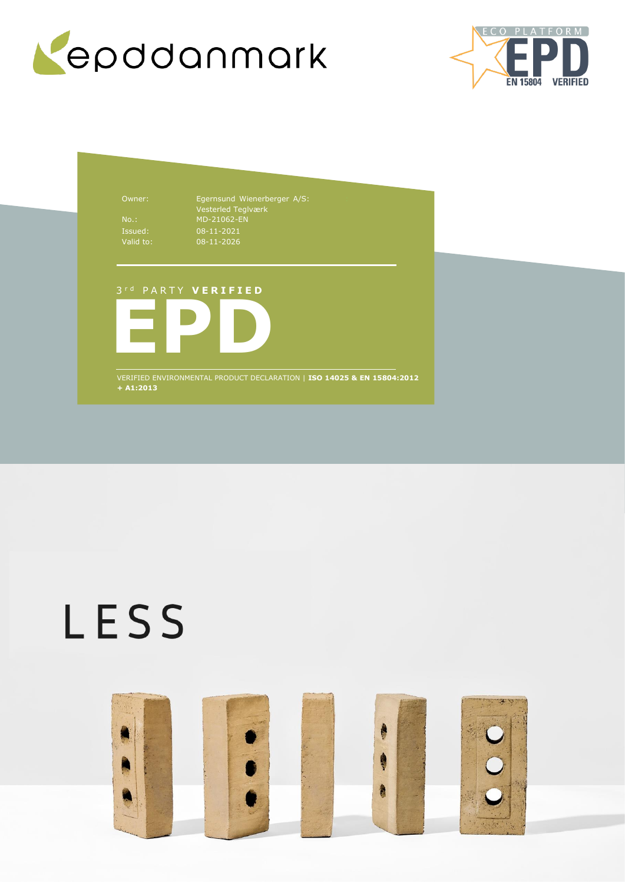epddanmark

ECO PLATFORM EPD EN 15804 VERIFIED

| | |
|---|---|
| Owner: | Egernsund Wienerberger A/S: Vesterled Teglværk |
| No.: | MD-21062-EN |
| Issued: | 08-11-2021 |
| Valid to: | 08-11-2026 |

3rd PARTY **VERIFIED**

# EPD

VERIFIED ENVIRONMENTAL PRODUCT DECLARATION | **ISO 14025 & EN 15804:2012 + A1:2013**

# LESS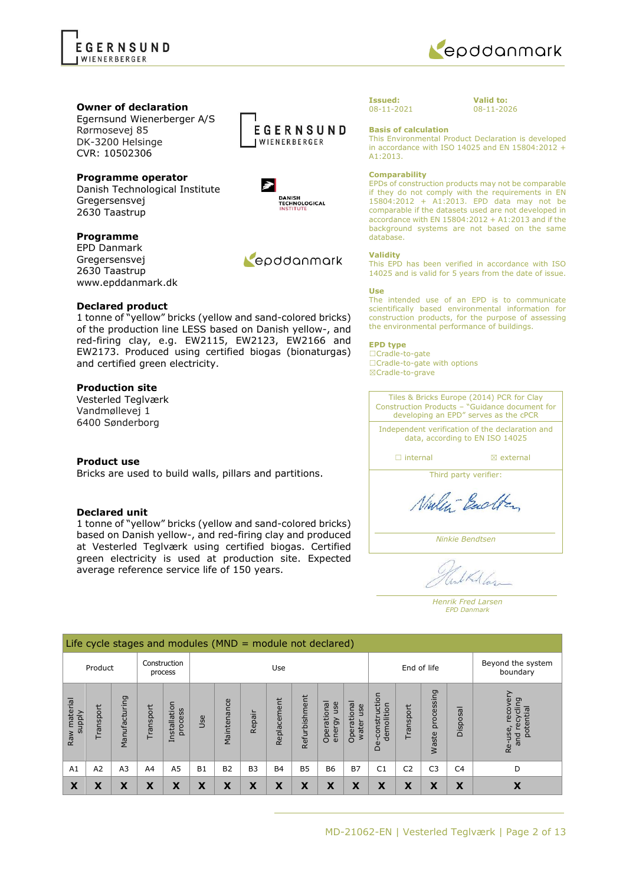**Owner of declaration**
Egernsund Wienerberger A/S
Rørmosevej 85
DK-3200 Helsinge
CVR: 10502306

**Programme operator**
Danish Technological Institute
Gregersensvej
2630 Taastrup

**Programme**
EPD Danmark
Gregersensvej
2630 Taastrup
www.epddanmark.dk

**Declared product**
1 tonne of "yellow" bricks (yellow and sand-colored bricks) of the production line LESS based on Danish yellow-, and red-firing clay, e.g. EW2115, EW2123, EW2166 and EW2173. Produced using certified biogas (bionaturgas) and certified green electricity.

**Production site**
Vesterled Teglværk
Vandmøllevej 1
6400 Sønderborg

**Product use**
Bricks are used to build walls, pillars and partitions.

**Declared unit**
1 tonne of "yellow" bricks (yellow and sand-colored bricks) based on Danish yellow-, and red-firing clay and produced at Vesterled Teglværk using certified biogas. Certified green electricity is used at production site. Expected average reference service life of 150 years.

**Issued:** 08-11-2021
**Valid to:** 08-11-2026

**Basis of calculation**
This Environmental Product Declaration is developed in accordance with ISO 14025 and EN 15804:2012 + A1:2013.

**Comparability**
EPDs of construction products may not be comparable if they do not comply with the requirements in EN 15804:2012 + A1:2013. EPD data may not be comparable if the datasets used are not developed in accordance with EN 15804:2012 + A1:2013 and if the background systems are not based on the same database.

**Validity**
This EPD has been verified in accordance with ISO 14025 and is valid for 5 years from the date of issue.

**Use**
The intended use of an EPD is to communicate scientifically based environmental information for construction products, for the purpose of assessing the environmental performance of buildings.

**EPD type**
☐Cradle-to-gate
☐Cradle-to-gate with options
☒Cradle-to-grave

Tiles & Bricks Europe (2014) PCR for Clay Construction Products – "Guidance document for developing an EPD" serves as the cPCR

Independent verification of the declaration and data, according to EN ISO 14025

☐ internal ☒ external

Third party verifier:

*Ninkie Bendtsen*

*Henrik Fred Larsen*
*EPD Danmark*

| Life cycle stages and modules (MND = module not declared) | | | | | | | | | | | | | | | | |
|---|---|---|---|---|---|---|---|---|---|---|---|---|---|---|---|---|
| Product | | | Construction process | | Use | | | | | | | End of life | | | | Beyond the system boundary |
| Raw material supply | Transport | Manufacturing | Transport | Installation process | Use | Maintenance | Repair | Replacement | Refurbishment | Operational energy use | Operational water use | De-construction demolition | Transport | Waste processing | Disposal | Re-use, recovery and recycling potential |
| A1 | A2 | A3 | A4 | A5 | B1 | B2 | B3 | B4 | B5 | B6 | B7 | C1 | C2 | C3 | C4 | D |
| X | X | X | X | X | X | X | X | X | X | X | X | X | X | X | X | X |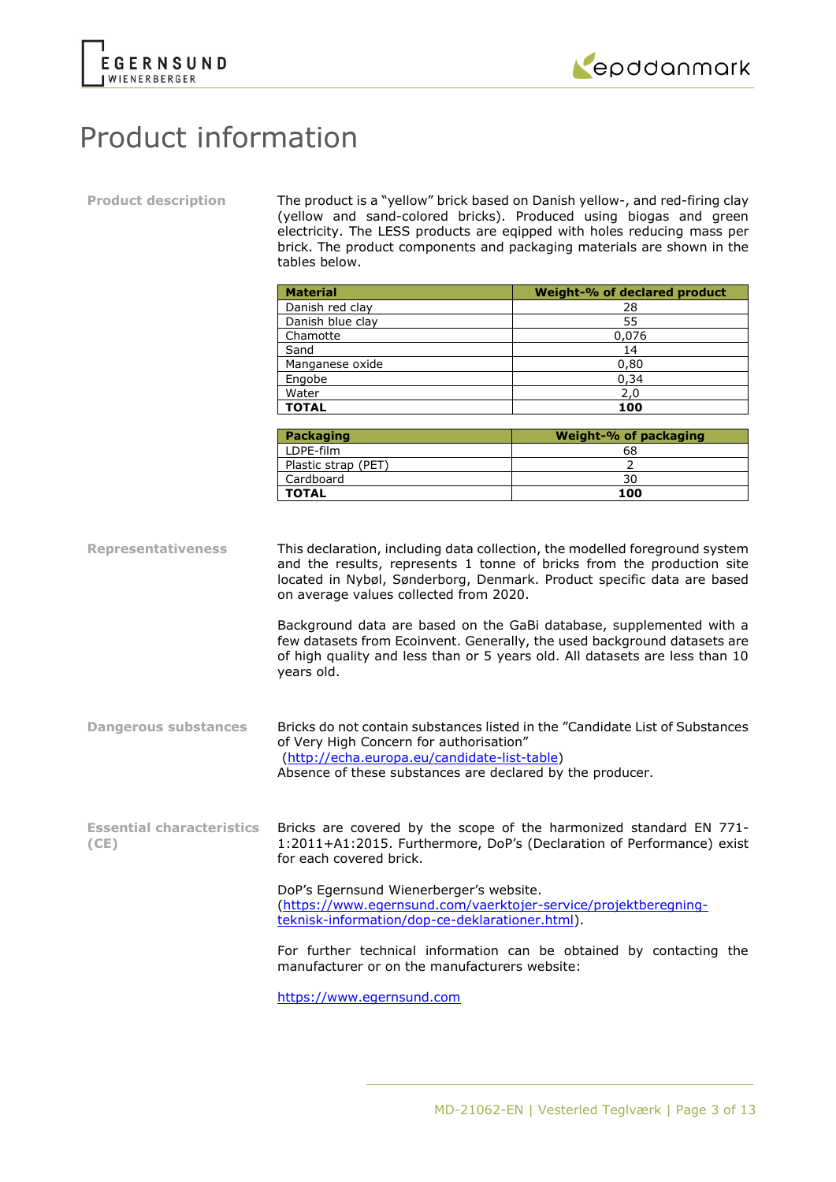# Product information

**Product description**

The product is a "yellow" brick based on Danish yellow-, and red-firing clay (yellow and sand-colored bricks). Produced using biogas and green electricity. The LESS products are eqipped with holes reducing mass per brick. The product components and packaging materials are shown in the tables below.

| Material | Weight-% of declared product |
|---|---|
| Danish red clay | 28 |
| Danish blue clay | 55 |
| Chamotte | 0,076 |
| Sand | 14 |
| Manganese oxide | 0,80 |
| Engobe | 0,34 |
| Water | 2,0 |
| **TOTAL** | **100** |

| Packaging | Weight-% of packaging |
|---|---|
| LDPE-film | 68 |
| Plastic strap (PET) | 2 |
| Cardboard | 30 |
| **TOTAL** | **100** |

**Representativeness**

This declaration, including data collection, the modelled foreground system and the results, represents 1 tonne of bricks from the production site located in Nybøl, Sønderborg, Denmark. Product specific data are based on average values collected from 2020.

Background data are based on the GaBi database, supplemented with a few datasets from Ecoinvent. Generally, the used background datasets are of high quality and less than or 5 years old. All datasets are less than 10 years old.

**Dangerous substances**

Bricks do not contain substances listed in the "Candidate List of Substances of Very High Concern for authorisation" (http://echa.europa.eu/candidate-list-table)
Absence of these substances are declared by the producer.

**Essential characteristics (CE)**

Bricks are covered by the scope of the harmonized standard EN 771-1:2011+A1:2015. Furthermore, DoP's (Declaration of Performance) exist for each covered brick.

DoP's Egernsund Wienerberger's website.
(https://www.egernsund.com/vaerktojer-service/projektberegning-teknisk-information/dop-ce-deklarationer.html).

For further technical information can be obtained by contacting the manufacturer or on the manufacturers website:

https://www.egernsund.com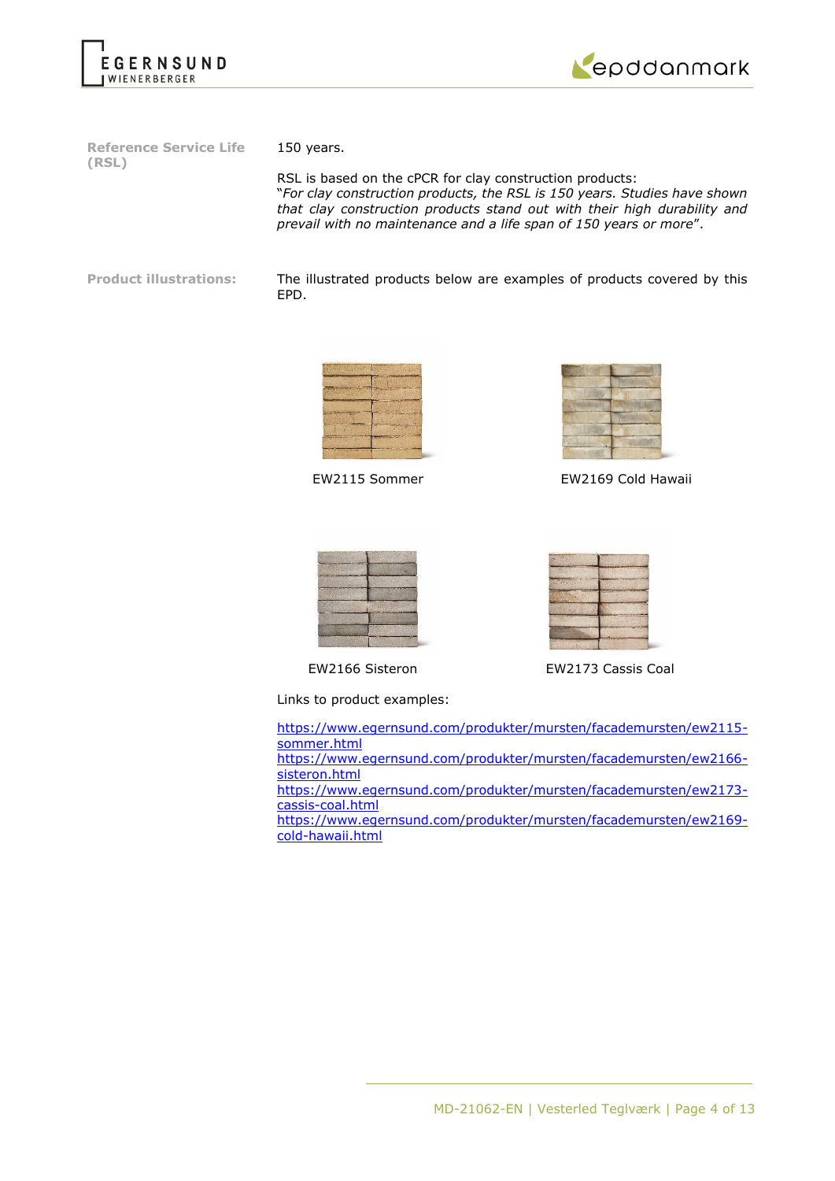**Reference Service Life (RSL)**

150 years.

RSL is based on the cPCR for clay construction products:
"*For clay construction products, the RSL is 150 years. Studies have shown that clay construction products stand out with their high durability and prevail with no maintenance and a life span of 150 years or more*".

**Product illustrations:**

The illustrated products below are examples of products covered by this EPD.

EW2115 Sommer

EW2169 Cold Hawaii

EW2166 Sisteron

EW2173 Cassis Coal

Links to product examples:

https://www.egernsund.com/produkter/mursten/facademursten/ew2115-sommer.html
https://www.egernsund.com/produkter/mursten/facademursten/ew2166-sisteron.html
https://www.egernsund.com/produkter/mursten/facademursten/ew2173-cassis-coal.html
https://www.egernsund.com/produkter/mursten/facademursten/ew2169-cold-hawaii.html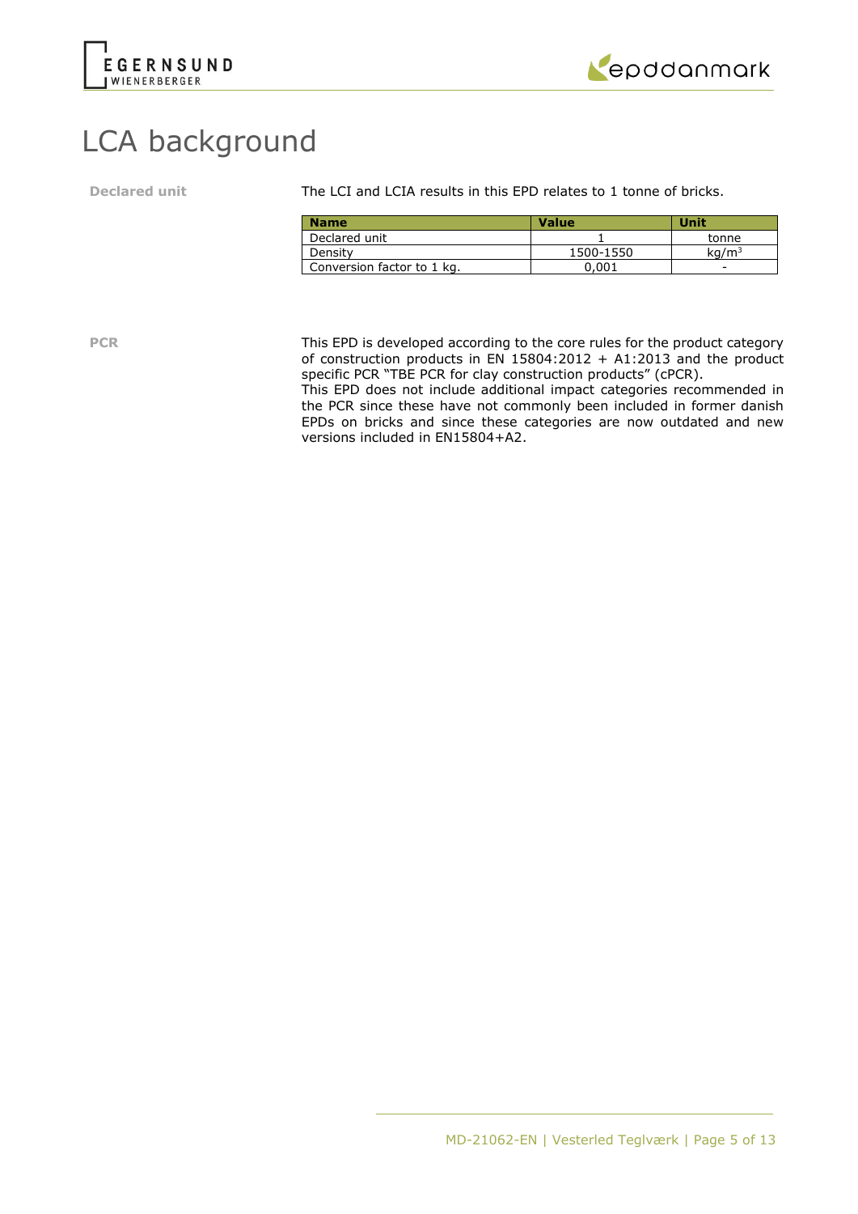# LCA background

**Declared unit**

The LCI and LCIA results in this EPD relates to 1 tonne of bricks.

| Name | Value | Unit |
|---|---|---|
| Declared unit | 1 | tonne |
| Density | 1500-1550 | $kg/m^3$ |
| Conversion factor to 1 kg. | 0,001 | - |

**PCR**

This EPD is developed according to the core rules for the product category of construction products in EN 15804:2012 + A1:2013 and the product specific PCR "TBE PCR for clay construction products" (cPCR).
This EPD does not include additional impact categories recommended in the PCR since these have not commonly been included in former danish EPDs on bricks and since these categories are now outdated and new versions included in EN15804+A2.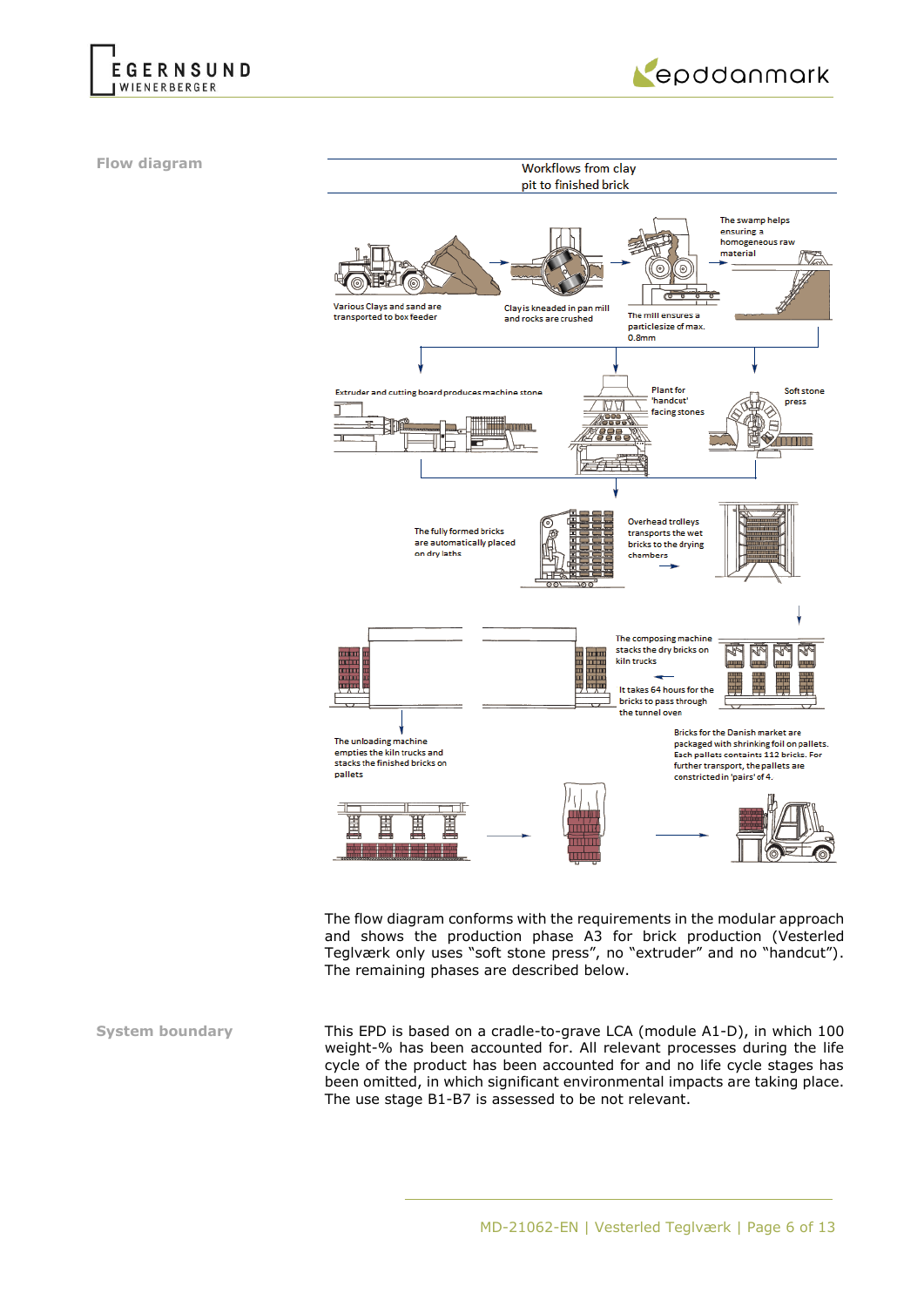## Flow diagram

Workflows from clay pit to finished brick

Various Clays and sand are transported to box feeder

Clay is kneaded in pan mill and rocks are crushed

The mill ensures a particlesize of max. 0.8mm

The swamp helps ensuring a homogeneous raw material

Extruder and cutting board produces machine stone

Plant for 'handcut' facing stones

Soft stone press

The fully formed bricks are automatically placed on dry laths

Overhead trolleys transports the wet bricks to the drying chambers

The composing machine stacks the dry bricks on kiln trucks

It takes 64 hours for the bricks to pass through the tunnel oven

The unloading machine empties the kiln trucks and stacks the finished bricks on pallets

Bricks for the Danish market are packaged with shrinking foil on pallets. Each pallets containts 112 bricks. For further transport, the pallets are constricted in 'pairs' of 4.

The flow diagram conforms with the requirements in the modular approach and shows the production phase A3 for brick production (Vesterled Teglværk only uses "soft stone press", no "extruder" and no "handcut"). The remaining phases are described below.

## System boundary

This EPD is based on a cradle-to-grave LCA (module A1-D), in which 100 weight-% has been accounted for. All relevant processes during the life cycle of the product has been accounted for and no life cycle stages has been omitted, in which significant environmental impacts are taking place. The use stage B1-B7 is assessed to be not relevant.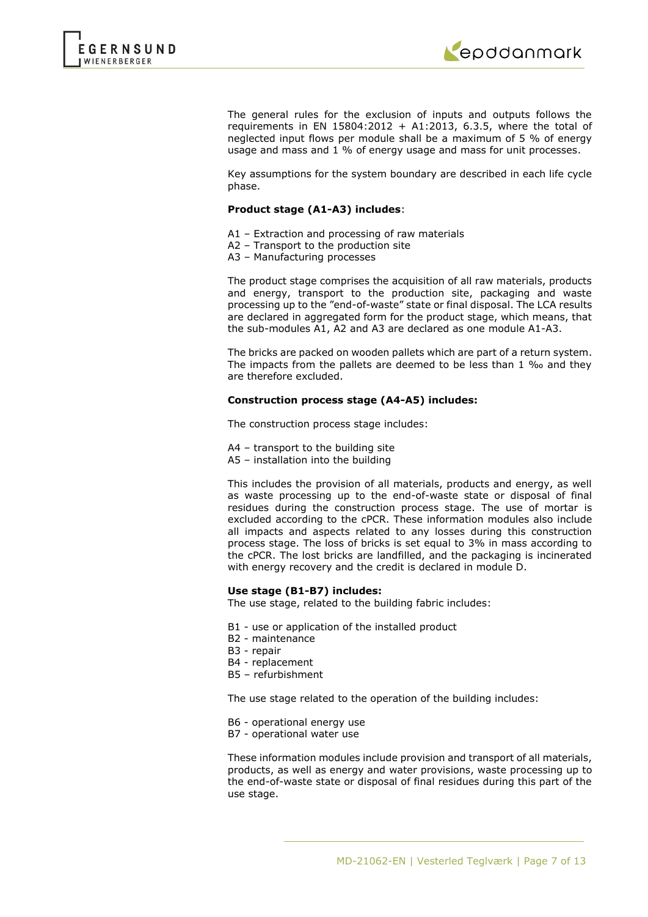The general rules for the exclusion of inputs and outputs follows the requirements in EN 15804:2012 + A1:2013, 6.3.5, where the total of neglected input flows per module shall be a maximum of 5 % of energy usage and mass and 1 % of energy usage and mass for unit processes.

Key assumptions for the system boundary are described in each life cycle phase.

**Product stage (A1-A3) includes**:

A1 – Extraction and processing of raw materials
A2 – Transport to the production site
A3 – Manufacturing processes

The product stage comprises the acquisition of all raw materials, products and energy, transport to the production site, packaging and waste processing up to the "end-of-waste" state or final disposal. The LCA results are declared in aggregated form for the product stage, which means, that the sub-modules A1, A2 and A3 are declared as one module A1-A3.

The bricks are packed on wooden pallets which are part of a return system. The impacts from the pallets are deemed to be less than 1 ‰ and they are therefore excluded.

**Construction process stage (A4-A5) includes:**

The construction process stage includes:

A4 – transport to the building site
A5 – installation into the building

This includes the provision of all materials, products and energy, as well as waste processing up to the end-of-waste state or disposal of final residues during the construction process stage. The use of mortar is excluded according to the cPCR. These information modules also include all impacts and aspects related to any losses during this construction process stage. The loss of bricks is set equal to 3% in mass according to the cPCR. The lost bricks are landfilled, and the packaging is incinerated with energy recovery and the credit is declared in module D.

**Use stage (B1-B7) includes:**

The use stage, related to the building fabric includes:

B1 - use or application of the installed product
B2 - maintenance
B3 - repair
B4 - replacement
B5 – refurbishment

The use stage related to the operation of the building includes:

B6 - operational energy use
B7 - operational water use

These information modules include provision and transport of all materials, products, as well as energy and water provisions, waste processing up to the end-of-waste state or disposal of final residues during this part of the use stage.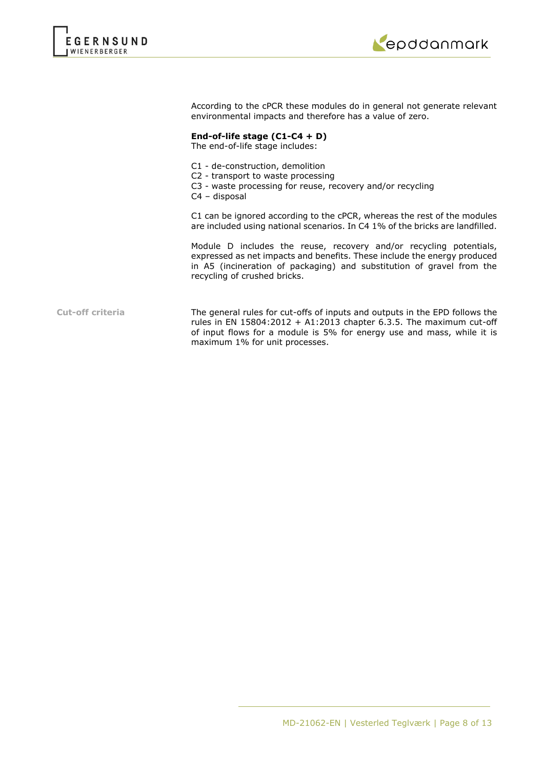According to the cPCR these modules do in general not generate relevant environmental impacts and therefore has a value of zero.

**End-of-life stage (C1-C4 + D)**
The end-of-life stage includes:

C1 - de-construction, demolition
C2 - transport to waste processing
C3 - waste processing for reuse, recovery and/or recycling
C4 – disposal

C1 can be ignored according to the cPCR, whereas the rest of the modules are included using national scenarios. In C4 1% of the bricks are landfilled.

Module D includes the reuse, recovery and/or recycling potentials, expressed as net impacts and benefits. These include the energy produced in A5 (incineration of packaging) and substitution of gravel from the recycling of crushed bricks.

**Cut-off criteria**

The general rules for cut-offs of inputs and outputs in the EPD follows the rules in EN 15804:2012 + A1:2013 chapter 6.3.5. The maximum cut-off of input flows for a module is 5% for energy use and mass, while it is maximum 1% for unit processes.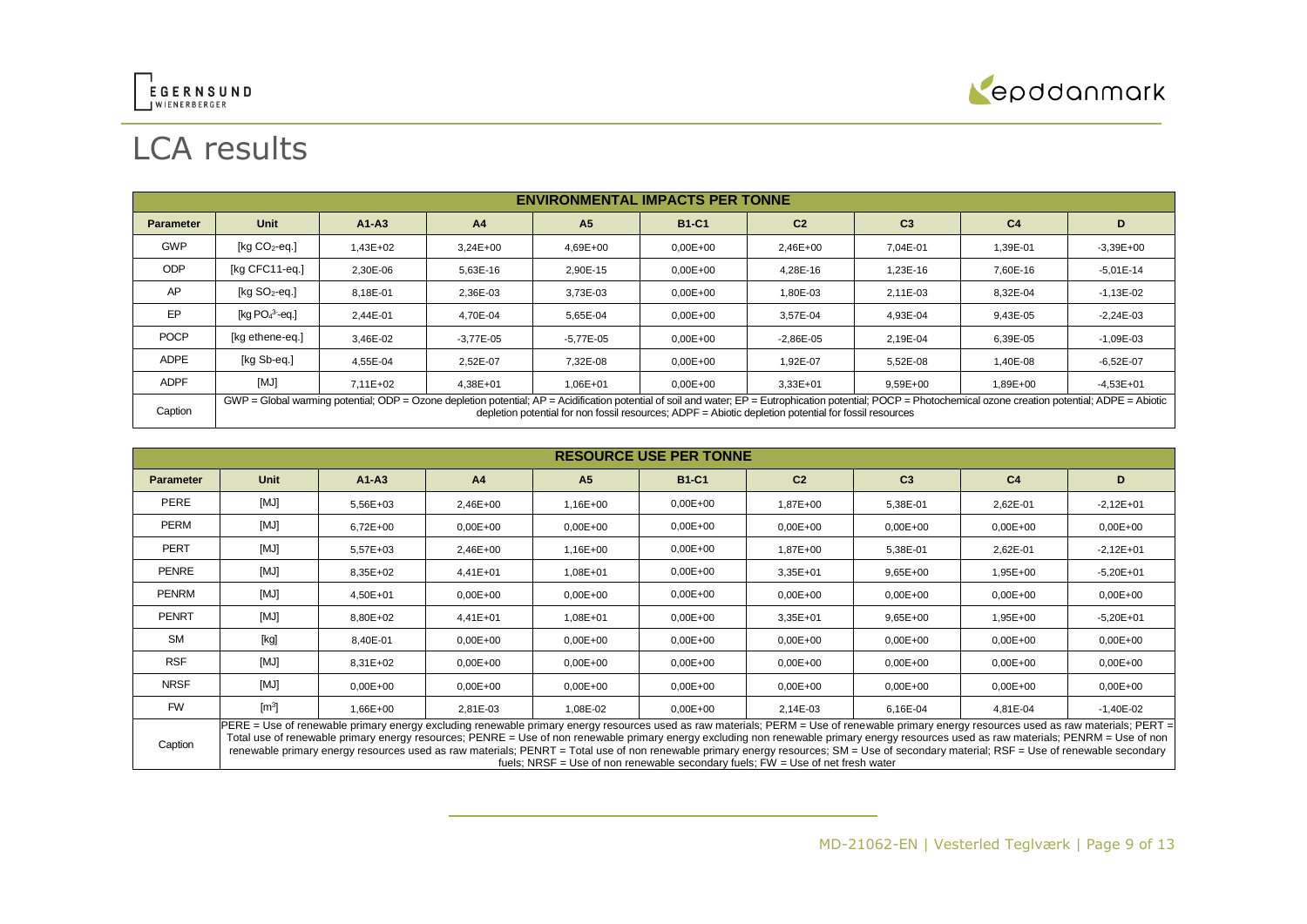# LCA results

| ENVIRONMENTAL IMPACTS PER TONNE | | | | | | | | | |
|---|---|---|---|---|---|---|---|---|---|
| **Parameter** | **Unit** | **A1-A3** | **A4** | **A5** | **B1-C1** | **C2** | **C3** | **C4** | **D** |
| GWP | [kg $CO_2$-eq.] | 1,43E+02 | 3,24E+00 | 4,69E+00 | 0,00E+00 | 2,46E+00 | 7,04E-01 | 1,39E-01 | -3,39E+00 |
| ODP | [kg CFC11-eq.] | 2,30E-06 | 5,63E-16 | 2,90E-15 | 0,00E+00 | 4,28E-16 | 1,23E-16 | 7,60E-16 | -5,01E-14 |
| AP | [kg $SO_2$-eq.] | 8,18E-01 | 2,36E-03 | 3,73E-03 | 0,00E+00 | 1,80E-03 | 2,11E-03 | 8,32E-04 | -1,13E-02 |
| EP | [kg $PO_4^{3-}$-eq.] | 2,44E-01 | 4,70E-04 | 5,65E-04 | 0,00E+00 | 3,57E-04 | 4,93E-04 | 9,43E-05 | -2,24E-03 |
| POCP | [kg ethene-eq.] | 3,46E-02 | -3,77E-05 | -5,77E-05 | 0,00E+00 | -2,86E-05 | 2,19E-04 | 6,39E-05 | -1,09E-03 |
| ADPE | [kg Sb-eq.] | 4,55E-04 | 2,52E-07 | 7,32E-08 | 0,00E+00 | 1,92E-07 | 5,52E-08 | 1,40E-08 | -6,52E-07 |
| ADPF | [MJ] | 7,11E+02 | 4,38E+01 | 1,06E+01 | 0,00E+00 | 3,33E+01 | 9,59E+00 | 1,89E+00 | -4,53E+01 |
| Caption | GWP = Global warming potential; ODP = Ozone depletion potential; AP = Acidification potential of soil and water; EP = Eutrophication potential; POCP = Photochemical ozone creation potential; ADPE = Abiotic depletion potential for non fossil resources; ADPF = Abiotic depletion potential for fossil resources | | | | | | | | |

| RESOURCE USE PER TONNE | | | | | | | | | |
|---|---|---|---|---|---|---|---|---|---|
| **Parameter** | **Unit** | **A1-A3** | **A4** | **A5** | **B1-C1** | **C2** | **C3** | **C4** | **D** |
| PERE | [MJ] | 5,56E+03 | 2,46E+00 | 1,16E+00 | 0,00E+00 | 1,87E+00 | 5,38E-01 | 2,62E-01 | -2,12E+01 |
| PERM | [MJ] | 6,72E+00 | 0,00E+00 | 0,00E+00 | 0,00E+00 | 0,00E+00 | 0,00E+00 | 0,00E+00 | 0,00E+00 |
| PERT | [MJ] | 5,57E+03 | 2,46E+00 | 1,16E+00 | 0,00E+00 | 1,87E+00 | 5,38E-01 | 2,62E-01 | -2,12E+01 |
| PENRE | [MJ] | 8,35E+02 | 4,41E+01 | 1,08E+01 | 0,00E+00 | 3,35E+01 | 9,65E+00 | 1,95E+00 | -5,20E+01 |
| PENRM | [MJ] | 4,50E+01 | 0,00E+00 | 0,00E+00 | 0,00E+00 | 0,00E+00 | 0,00E+00 | 0,00E+00 | 0,00E+00 |
| PENRT | [MJ] | 8,80E+02 | 4,41E+01 | 1,08E+01 | 0,00E+00 | 3,35E+01 | 9,65E+00 | 1,95E+00 | -5,20E+01 |
| SM | [kg] | 8,40E-01 | 0,00E+00 | 0,00E+00 | 0,00E+00 | 0,00E+00 | 0,00E+00 | 0,00E+00 | 0,00E+00 |
| RSF | [MJ] | 8,31E+02 | 0,00E+00 | 0,00E+00 | 0,00E+00 | 0,00E+00 | 0,00E+00 | 0,00E+00 | 0,00E+00 |
| NRSF | [MJ] | 0,00E+00 | 0,00E+00 | 0,00E+00 | 0,00E+00 | 0,00E+00 | 0,00E+00 | 0,00E+00 | 0,00E+00 |
| FW | [$m^3$] | 1,66E+00 | 2,81E-03 | 1,08E-02 | 0,00E+00 | 2,14E-03 | 6,16E-04 | 4,81E-04 | -1,40E-02 |
| Caption | PERE = Use of renewable primary energy excluding renewable primary energy resources used as raw materials; PERM = Use of renewable primary energy resources used as raw materials; PERT = Total use of renewable primary energy resources; PENRE = Use of non renewable primary energy excluding non renewable primary energy resources used as raw materials; PENRM = Use of non renewable primary energy resources used as raw materials; PENRT = Total use of non renewable primary energy resources; SM = Use of secondary material; RSF = Use of renewable secondary fuels; NRSF = Use of non renewable secondary fuels; FW = Use of net fresh water | | | | | | | | |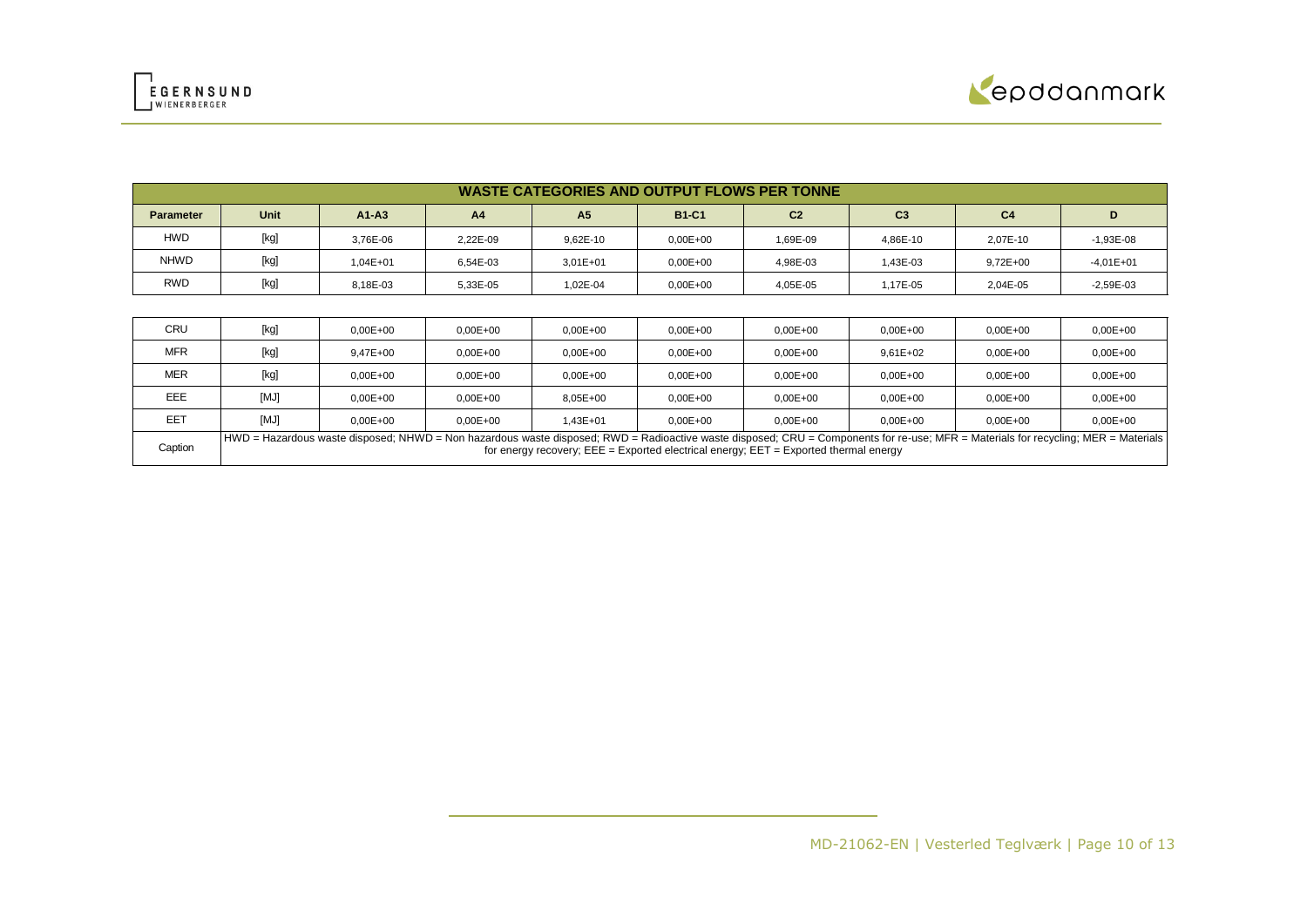| WASTE CATEGORIES AND OUTPUT FLOWS PER TONNE | | | | | | | | | |
|---|---|---|---|---|---|---|---|---|---|
| **Parameter** | **Unit** | **A1-A3** | **A4** | **A5** | **B1-C1** | **C2** | **C3** | **C4** | **D** |
| HWD | [kg] | 3,76E-06 | 2,22E-09 | 9,62E-10 | 0,00E+00 | 1,69E-09 | 4,86E-10 | 2,07E-10 | -1,93E-08 |
| NHWD | [kg] | 1,04E+01 | 6,54E-03 | 3,01E+01 | 0,00E+00 | 4,98E-03 | 1,43E-03 | 9,72E+00 | -4,01E+01 |
| RWD | [kg] | 8,18E-03 | 5,33E-05 | 1,02E-04 | 0,00E+00 | 4,05E-05 | 1,17E-05 | 2,04E-05 | -2,59E-03 |
| CRU | [kg] | 0,00E+00 | 0,00E+00 | 0,00E+00 | 0,00E+00 | 0,00E+00 | 0,00E+00 | 0,00E+00 | 0,00E+00 |
| MFR | [kg] | 9,47E+00 | 0,00E+00 | 0,00E+00 | 0,00E+00 | 0,00E+00 | 9,61E+02 | 0,00E+00 | 0,00E+00 |
| MER | [kg] | 0,00E+00 | 0,00E+00 | 0,00E+00 | 0,00E+00 | 0,00E+00 | 0,00E+00 | 0,00E+00 | 0,00E+00 |
| EEE | [MJ] | 0,00E+00 | 0,00E+00 | 8,05E+00 | 0,00E+00 | 0,00E+00 | 0,00E+00 | 0,00E+00 | 0,00E+00 |
| EET | [MJ] | 0,00E+00 | 0,00E+00 | 1,43E+01 | 0,00E+00 | 0,00E+00 | 0,00E+00 | 0,00E+00 | 0,00E+00 |
| Caption | HWD = Hazardous waste disposed; NHWD = Non hazardous waste disposed; RWD = Radioactive waste disposed; CRU = Components for re-use; MFR = Materials for recycling; MER = Materials for energy recovery; EEE = Exported electrical energy; EET = Exported thermal energy | | | | | | | | |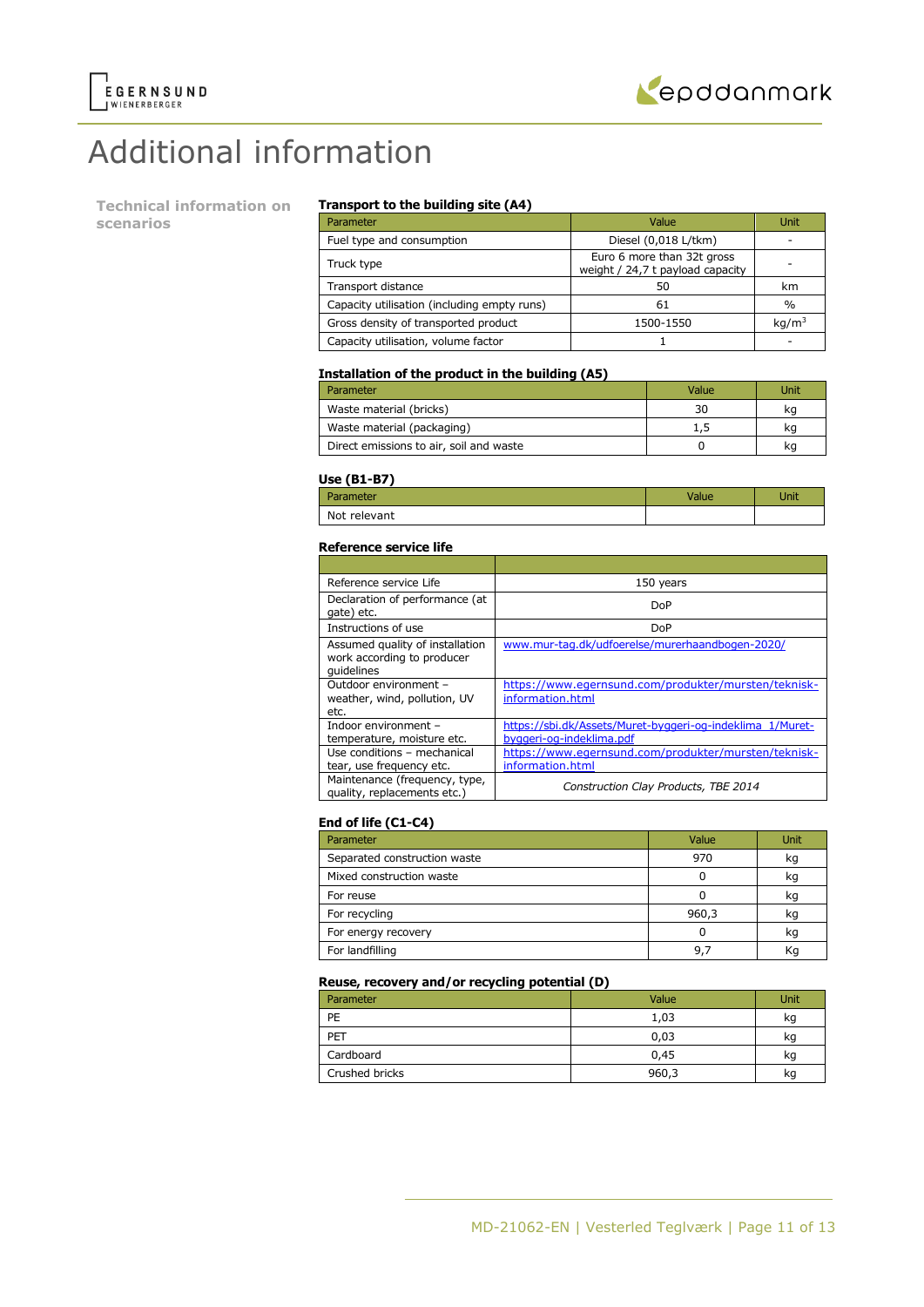# Additional information

## Technical information on scenarios

### Transport to the building site (A4)

| Parameter | Value | Unit |
|---|---|---|
| Fuel type and consumption | Diesel (0,018 L/tkm) | - |
| Truck type | Euro 6 more than 32t gross weight / 24,7 t payload capacity | - |
| Transport distance | 50 | km |
| Capacity utilisation (including empty runs) | 61 | % |
| Gross density of transported product | 1500-1550 | kg/m$^3$ |
| Capacity utilisation, volume factor | 1 | - |

### Installation of the product in the building (A5)

| Parameter | Value | Unit |
|---|---|---|
| Waste material (bricks) | 30 | kg |
| Waste material (packaging) | 1,5 | kg |
| Direct emissions to air, soil and waste | 0 | kg |

### Use (B1-B7)

| Parameter | Value | Unit |
|---|---|---|
| Not relevant | | |

### Reference service life

| | |
|---|---|
| Reference service Life | 150 years |
| Declaration of performance (at gate) etc. | DoP |
| Instructions of use | DoP |
| Assumed quality of installation work according to producer guidelines | www.mur-tag.dk/udfoerelse/murerhaandbogen-2020/ |
| Outdoor environment – weather, wind, pollution, UV etc. | https://www.egernsund.com/produkter/mursten/teknisk-information.html |
| Indoor environment – temperature, moisture etc. | https://sbi.dk/Assets/Muret-byggeri-og-indeklima_1/Muret-byggeri-og-indeklima.pdf |
| Use conditions – mechanical tear, use frequency etc. | https://www.egernsund.com/produkter/mursten/teknisk-information.html |
| Maintenance (frequency, type, quality, replacements etc.) | *Construction Clay Products, TBE 2014* |

### End of life (C1-C4)

| Parameter | Value | Unit |
|---|---|---|
| Separated construction waste | 970 | kg |
| Mixed construction waste | 0 | kg |
| For reuse | 0 | kg |
| For recycling | 960,3 | kg |
| For energy recovery | 0 | kg |
| For landfilling | 9,7 | Kg |

### Reuse, recovery and/or recycling potential (D)

| Parameter | Value | Unit |
|---|---|---|
| PE | 1,03 | kg |
| PET | 0,03 | kg |
| Cardboard | 0,45 | kg |
| Crushed bricks | 960,3 | kg |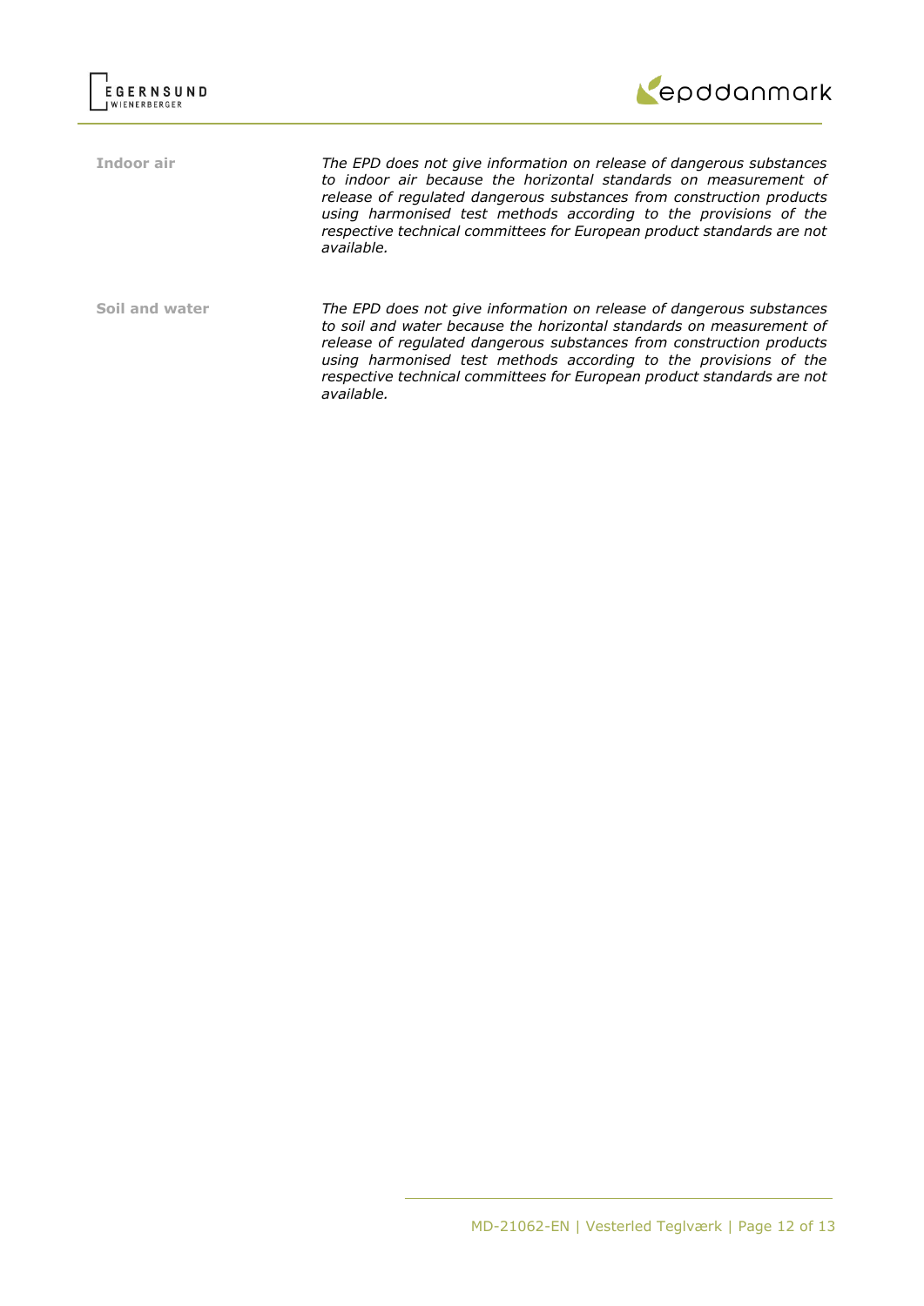**Indoor air**

*The EPD does not give information on release of dangerous substances to indoor air because the horizontal standards on measurement of release of regulated dangerous substances from construction products using harmonised test methods according to the provisions of the respective technical committees for European product standards are not available.*

**Soil and water**

*The EPD does not give information on release of dangerous substances to soil and water because the horizontal standards on measurement of release of regulated dangerous substances from construction products using harmonised test methods according to the provisions of the respective technical committees for European product standards are not available.*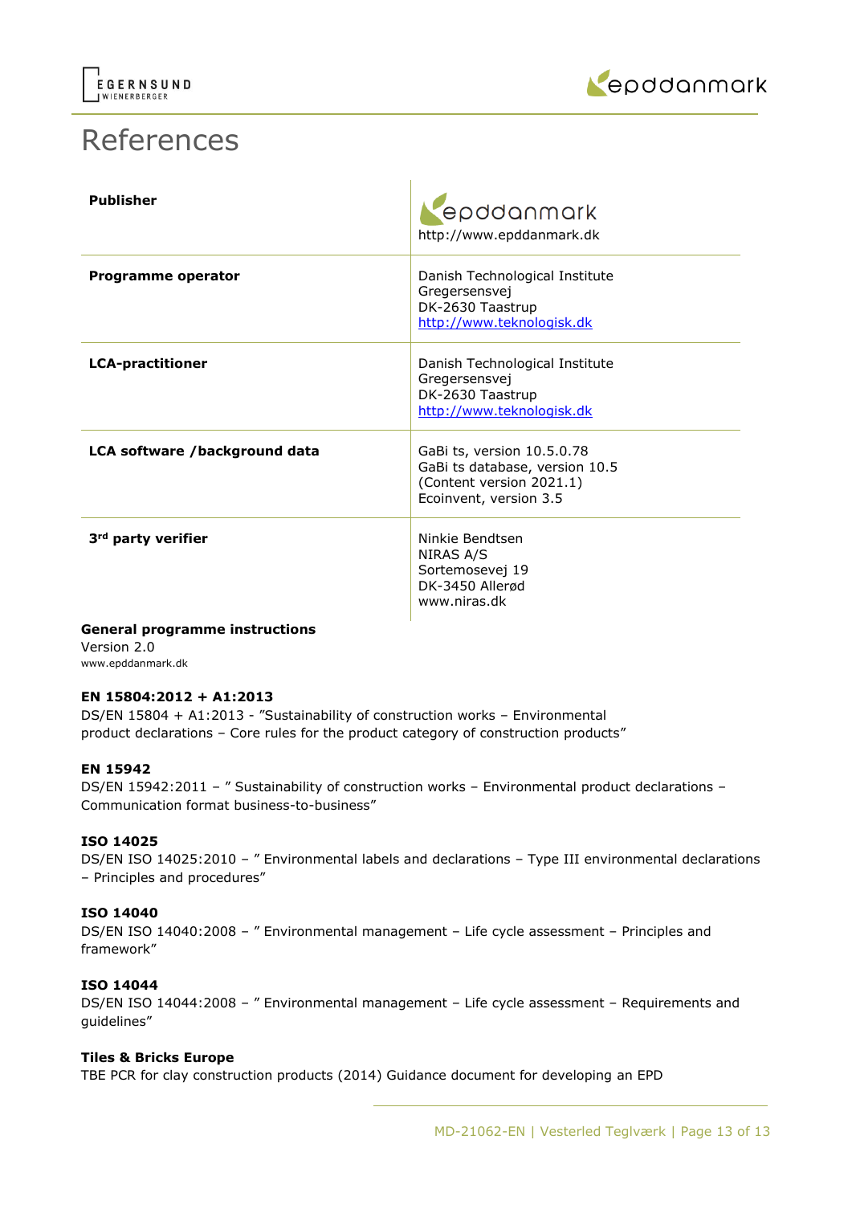# References

| | |
|---|---|
| **Publisher** | epddanmark<br>http://www.epddanmark.dk |
| **Programme operator** | Danish Technological Institute<br>Gregersensvej<br>DK-2630 Taastrup<br>http://www.teknologisk.dk |
| **LCA-practitioner** | Danish Technological Institute<br>Gregersensvej<br>DK-2630 Taastrup<br>http://www.teknologisk.dk |
| **LCA software /background data** | GaBi ts, version 10.5.0.78<br>GaBi ts database, version 10.5<br>(Content version 2021.1)<br>Ecoinvent, version 3.5 |
| **3rd party verifier** | Ninkie Bendtsen<br>NIRAS A/S<br>Sortemosevej 19<br>DK-3450 Allerød<br>www.niras.dk |

**General programme instructions**
Version 2.0
www.epddanmark.dk

**EN 15804:2012 + A1:2013**
DS/EN 15804 + A1:2013 - "Sustainability of construction works – Environmental product declarations – Core rules for the product category of construction products"

**EN 15942**
DS/EN 15942:2011 – " Sustainability of construction works – Environmental product declarations – Communication format business-to-business"

**ISO 14025**
DS/EN ISO 14025:2010 – " Environmental labels and declarations – Type III environmental declarations – Principles and procedures"

**ISO 14040**
DS/EN ISO 14040:2008 – " Environmental management – Life cycle assessment – Principles and framework"

**ISO 14044**
DS/EN ISO 14044:2008 – " Environmental management – Life cycle assessment – Requirements and guidelines"

**Tiles & Bricks Europe**
TBE PCR for clay construction products (2014) Guidance document for developing an EPD